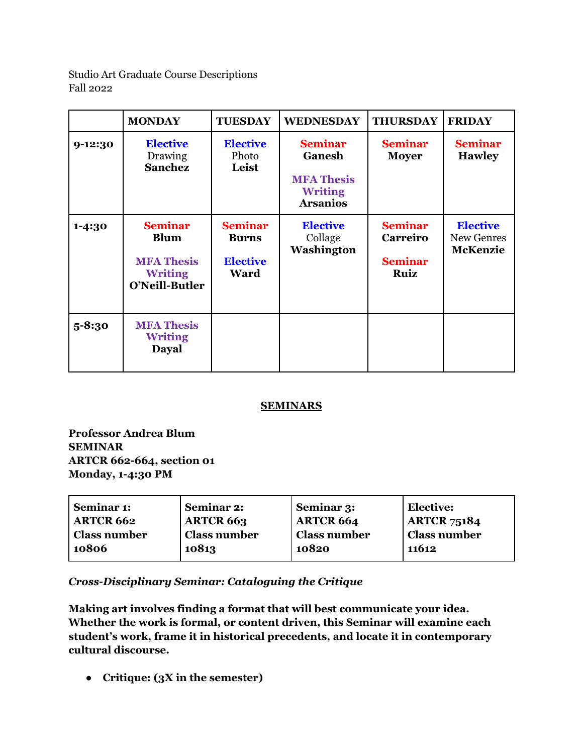Studio Art Graduate Course Descriptions
Fall 2022

| | MONDAY | TUESDAY | WEDNESDAY | THURSDAY | FRIDAY |
|---|---|---|---|---|---|
| **9-12:30** | **Elective** Drawing **Sanchez** | **Elective** Photo **Leist** | **Seminar** **Ganesh** **MFA Thesis Writing** **Arsanios** | **Seminar** **Moyer** | **Seminar** **Hawley** |
| **1-4:30** | **Seminar** **Blum** **MFA Thesis Writing** **O'Neill-Butler** | **Seminar** **Burns** **Elective** **Ward** | **Elective** Collage **Washington** | **Seminar** **Carreiro** **Seminar** **Ruiz** | **Elective** New Genres **McKenzie** |
| **5-8:30** | **MFA Thesis Writing** **Dayal** | | | | |

## SEMINARS

**Professor Andrea Blum**
**SEMINAR**
**ARTCR 662-664, section 01**
**Monday, 1-4:30 PM**

| Seminar 1: ARTCR 662 Class number 10806 | Seminar 2: ARTCR 663 Class number 10813 | Seminar 3: ARTCR 664 Class number 10820 | Elective: ARTCR 75184 Class number 11612 |
|---|---|---|---|

***Cross-Disciplinary Seminar: Cataloguing the Critique***

**Making art involves finding a format that will best communicate your idea. Whether the work is formal, or content driven, this Seminar will examine each student's work, frame it in historical precedents, and locate it in contemporary cultural discourse.**

- **Critique: (3X in the semester)**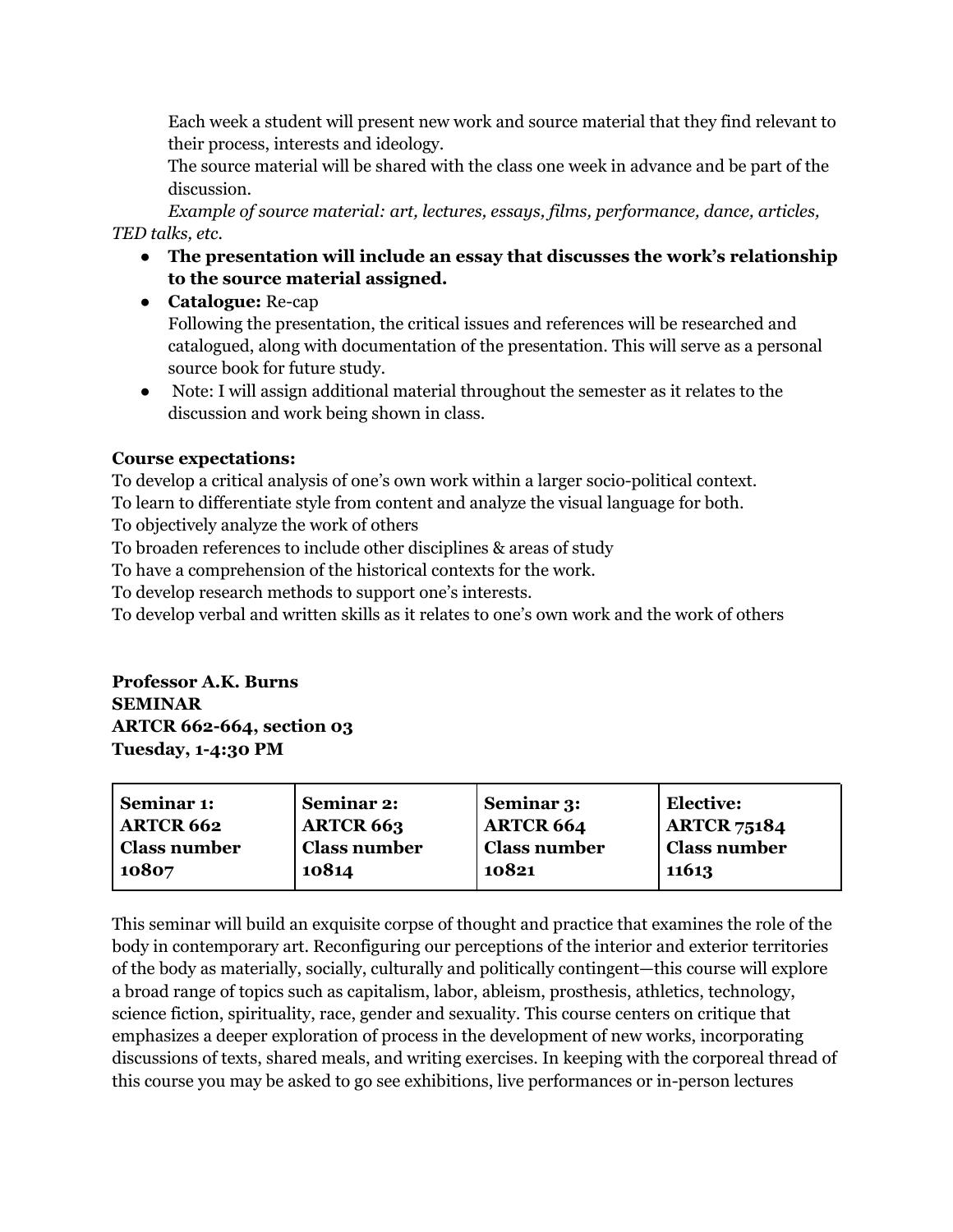Each week a student will present new work and source material that they find relevant to their process, interests and ideology.

The source material will be shared with the class one week in advance and be part of the discussion.

*Example of source material: art, lectures, essays, films, performance, dance, articles, TED talks, etc.*

- **The presentation will include an essay that discusses the work's relationship to the source material assigned.**
- **Catalogue:** Re-cap
  Following the presentation, the critical issues and references will be researched and catalogued, along with documentation of the presentation. This will serve as a personal source book for future study.
- Note: I will assign additional material throughout the semester as it relates to the discussion and work being shown in class.

**Course expectations:**

To develop a critical analysis of one's own work within a larger socio-political context.
To learn to differentiate style from content and analyze the visual language for both.
To objectively analyze the work of others
To broaden references to include other disciplines & areas of study
To have a comprehension of the historical contexts for the work.
To develop research methods to support one's interests.
To develop verbal and written skills as it relates to one's own work and the work of others

**Professor A.K. Burns**
**SEMINAR**
**ARTCR 662-664, section 03**
**Tuesday, 1-4:30 PM**

| Seminar 1: ARTCR 662 Class number 10807 | Seminar 2: ARTCR 663 Class number 10814 | Seminar 3: ARTCR 664 Class number 10821 | Elective: ARTCR 75184 Class number 11613 |
|---|---|---|---|

This seminar will build an exquisite corpse of thought and practice that examines the role of the body in contemporary art. Reconfiguring our perceptions of the interior and exterior territories of the body as materially, socially, culturally and politically contingent—this course will explore a broad range of topics such as capitalism, labor, ableism, prosthesis, athletics, technology, science fiction, spirituality, race, gender and sexuality. This course centers on critique that emphasizes a deeper exploration of process in the development of new works, incorporating discussions of texts, shared meals, and writing exercises. In keeping with the corporeal thread of this course you may be asked to go see exhibitions, live performances or in-person lectures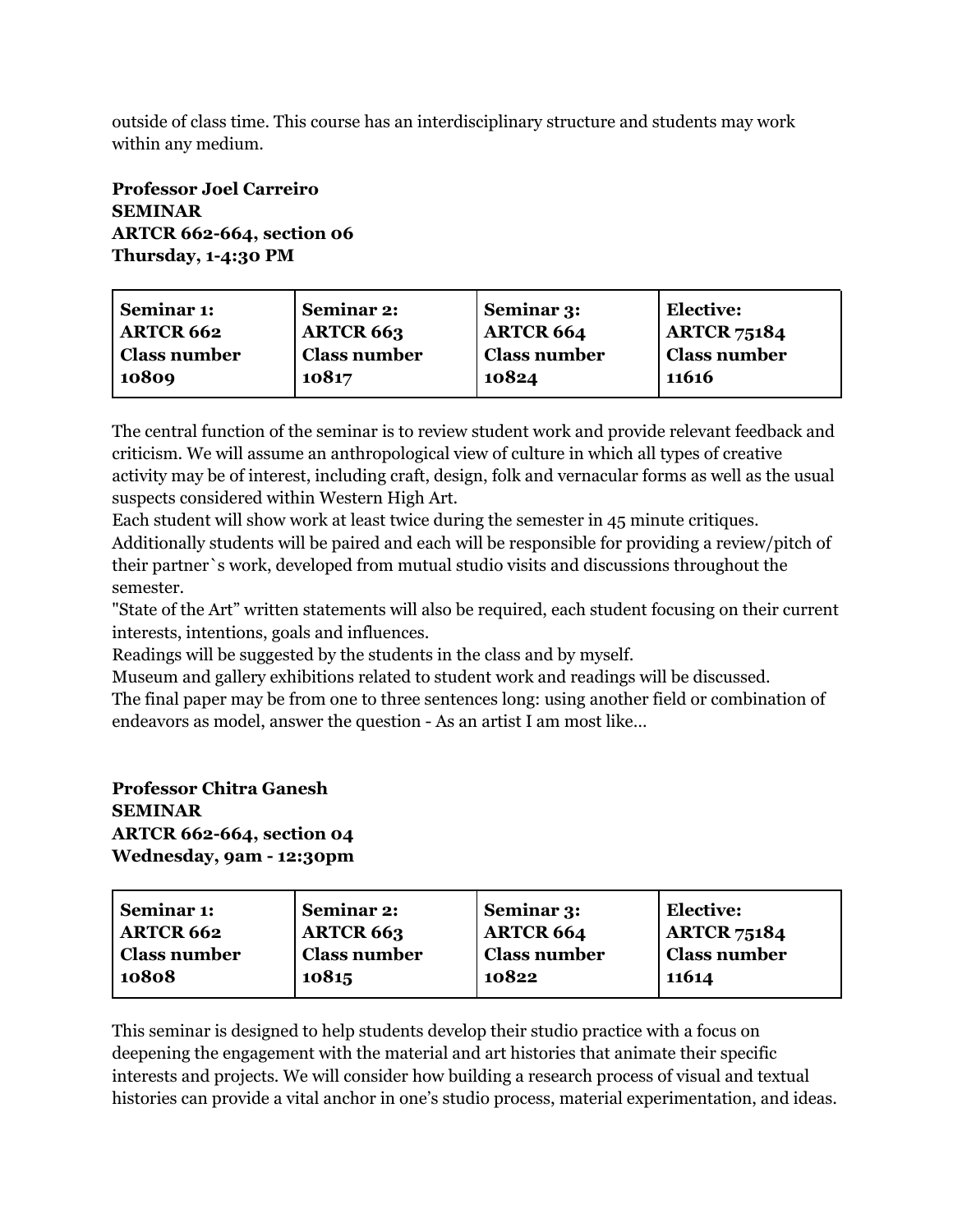outside of class time. This course has an interdisciplinary structure and students may work within any medium.

**Professor Joel Carreiro**
**SEMINAR**
**ARTCR 662-664, section 06**
**Thursday, 1-4:30 PM**

| **Seminar 1: ARTCR 662 Class number 10809** | **Seminar 2: ARTCR 663 Class number 10817** | **Seminar 3: ARTCR 664 Class number 10824** | **Elective: ARTCR 75184 Class number 11616** |
|---|---|---|---|

The central function of the seminar is to review student work and provide relevant feedback and criticism. We will assume an anthropological view of culture in which all types of creative activity may be of interest, including craft, design, folk and vernacular forms as well as the usual suspects considered within Western High Art.
Each student will show work at least twice during the semester in 45 minute critiques.
Additionally students will be paired and each will be responsible for providing a review/pitch of their partner`s work, developed from mutual studio visits and discussions throughout the semester.
"State of the Art" written statements will also be required, each student focusing on their current interests, intentions, goals and influences.
Readings will be suggested by the students in the class and by myself.
Museum and gallery exhibitions related to student work and readings will be discussed.
The final paper may be from one to three sentences long: using another field or combination of endeavors as model, answer the question - As an artist I am most like…

**Professor Chitra Ganesh**
**SEMINAR**
**ARTCR 662-664, section 04**
**Wednesday, 9am - 12:30pm**

| **Seminar 1: ARTCR 662 Class number 10808** | **Seminar 2: ARTCR 663 Class number 10815** | **Seminar 3: ARTCR 664 Class number 10822** | **Elective: ARTCR 75184 Class number 11614** |
|---|---|---|---|

This seminar is designed to help students develop their studio practice with a focus on deepening the engagement with the material and art histories that animate their specific interests and projects. We will consider how building a research process of visual and textual histories can provide a vital anchor in one's studio process, material experimentation, and ideas.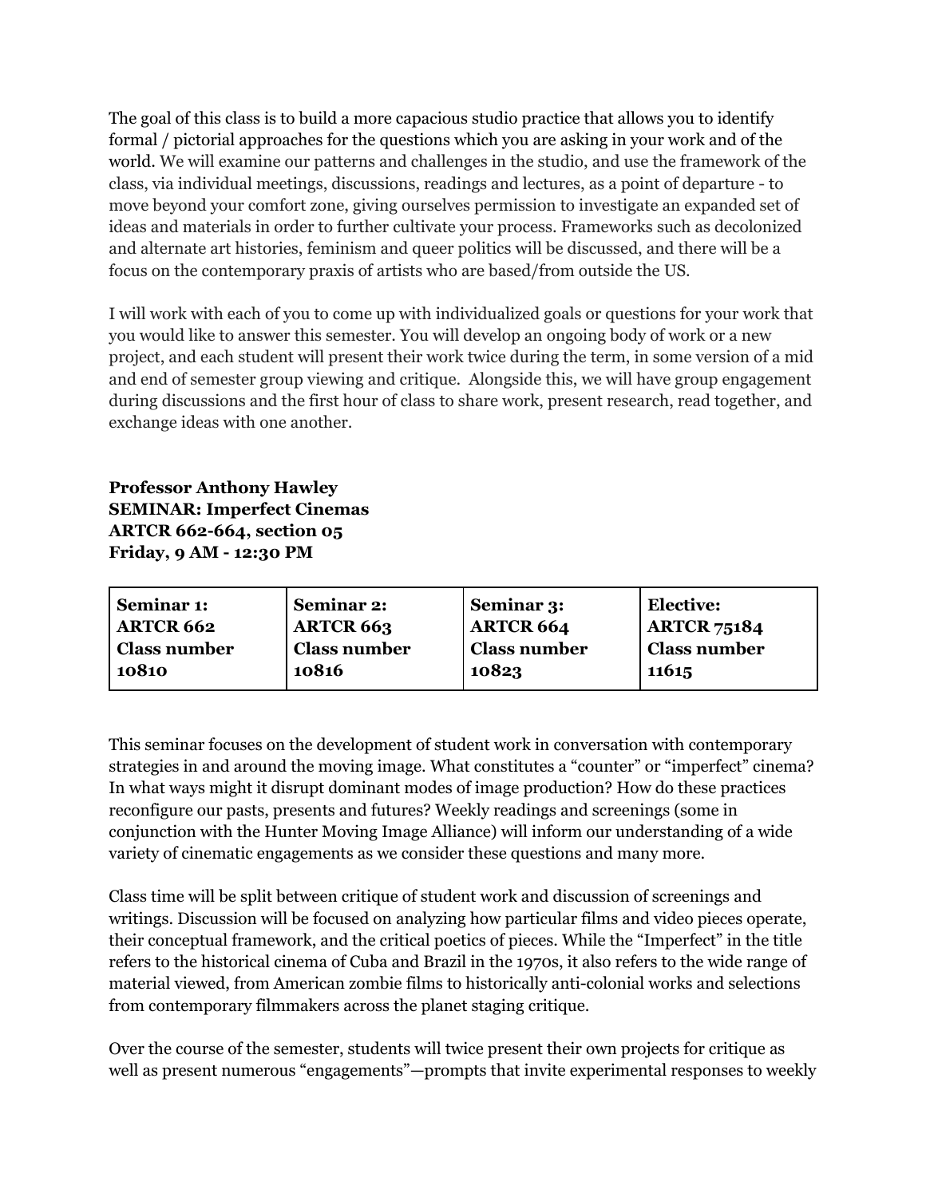The goal of this class is to build a more capacious studio practice that allows you to identify formal / pictorial approaches for the questions which you are asking in your work and of the world. We will examine our patterns and challenges in the studio, and use the framework of the class, via individual meetings, discussions, readings and lectures, as a point of departure - to move beyond your comfort zone, giving ourselves permission to investigate an expanded set of ideas and materials in order to further cultivate your process. Frameworks such as decolonized and alternate art histories, feminism and queer politics will be discussed, and there will be a focus on the contemporary praxis of artists who are based/from outside the US.

I will work with each of you to come up with individualized goals or questions for your work that you would like to answer this semester. You will develop an ongoing body of work or a new project, and each student will present their work twice during the term, in some version of a mid and end of semester group viewing and critique. Alongside this, we will have group engagement during discussions and the first hour of class to share work, present research, read together, and exchange ideas with one another.

**Professor Anthony Hawley**
**SEMINAR: Imperfect Cinemas**
**ARTCR 662-664, section 05**
**Friday, 9 AM - 12:30 PM**

| **Seminar 1: ARTCR 662 Class number 10810** | **Seminar 2: ARTCR 663 Class number 10816** | **Seminar 3: ARTCR 664 Class number 10823** | **Elective: ARTCR 75184 Class number 11615** |
|---|---|---|---|

This seminar focuses on the development of student work in conversation with contemporary strategies in and around the moving image. What constitutes a "counter" or "imperfect" cinema? In what ways might it disrupt dominant modes of image production? How do these practices reconfigure our pasts, presents and futures? Weekly readings and screenings (some in conjunction with the Hunter Moving Image Alliance) will inform our understanding of a wide variety of cinematic engagements as we consider these questions and many more.

Class time will be split between critique of student work and discussion of screenings and writings. Discussion will be focused on analyzing how particular films and video pieces operate, their conceptual framework, and the critical poetics of pieces. While the "Imperfect" in the title refers to the historical cinema of Cuba and Brazil in the 1970s, it also refers to the wide range of material viewed, from American zombie films to historically anti-colonial works and selections from contemporary filmmakers across the planet staging critique.

Over the course of the semester, students will twice present their own projects for critique as well as present numerous "engagements"—prompts that invite experimental responses to weekly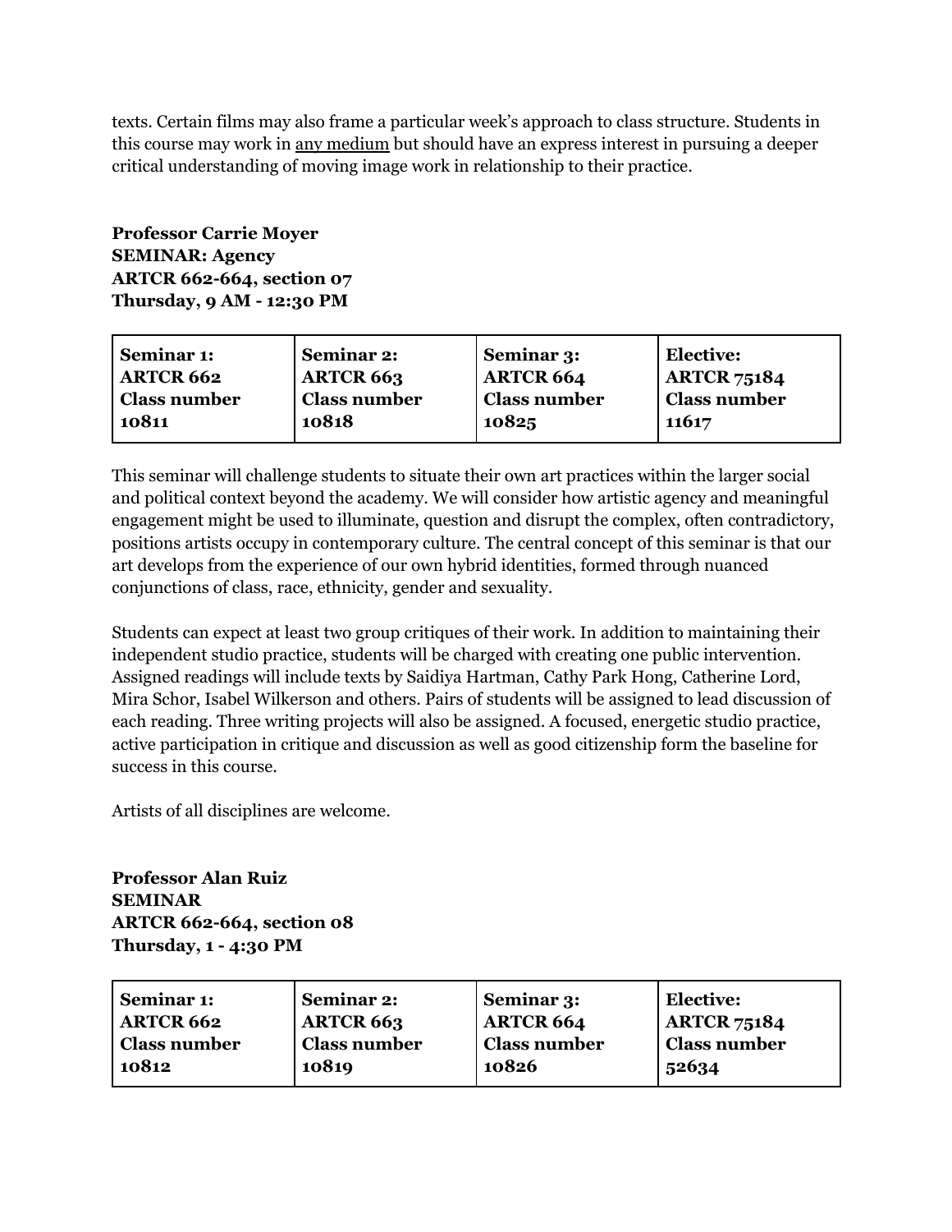texts. Certain films may also frame a particular week's approach to class structure. Students in this course may work in <u>any medium</u> but should have an express interest in pursuing a deeper critical understanding of moving image work in relationship to their practice.

**Professor Carrie Moyer**
**SEMINAR: Agency**
**ARTCR 662-664, section 07**
**Thursday, 9 AM - 12:30 PM**

| **Seminar 1: ARTCR 662 Class number 10811** | **Seminar 2: ARTCR 663 Class number 10818** | **Seminar 3: ARTCR 664 Class number 10825** | **Elective: ARTCR 75184 Class number 11617** |
|---|---|---|---|

This seminar will challenge students to situate their own art practices within the larger social and political context beyond the academy. We will consider how artistic agency and meaningful engagement might be used to illuminate, question and disrupt the complex, often contradictory, positions artists occupy in contemporary culture. The central concept of this seminar is that our art develops from the experience of our own hybrid identities, formed through nuanced conjunctions of class, race, ethnicity, gender and sexuality.

Students can expect at least two group critiques of their work. In addition to maintaining their independent studio practice, students will be charged with creating one public intervention. Assigned readings will include texts by Saidiya Hartman, Cathy Park Hong, Catherine Lord, Mira Schor, Isabel Wilkerson and others. Pairs of students will be assigned to lead discussion of each reading. Three writing projects will also be assigned. A focused, energetic studio practice, active participation in critique and discussion as well as good citizenship form the baseline for success in this course.

Artists of all disciplines are welcome.

**Professor Alan Ruiz**
**SEMINAR**
**ARTCR 662-664, section 08**
**Thursday, 1 - 4:30 PM**

| **Seminar 1: ARTCR 662 Class number 10812** | **Seminar 2: ARTCR 663 Class number 10819** | **Seminar 3: ARTCR 664 Class number 10826** | **Elective: ARTCR 75184 Class number 52634** |
|---|---|---|---|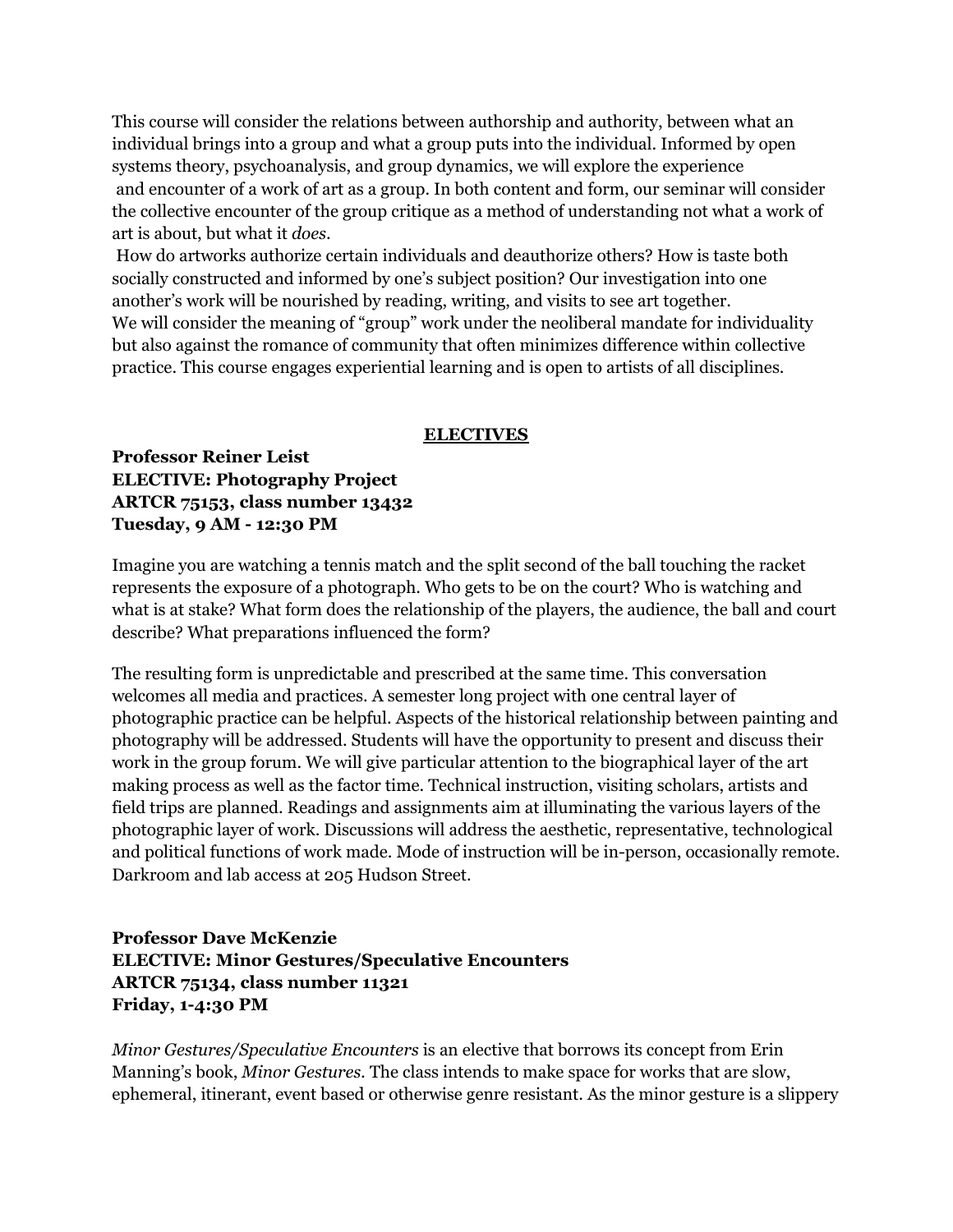This course will consider the relations between authorship and authority, between what an individual brings into a group and what a group puts into the individual. Informed by open systems theory, psychoanalysis, and group dynamics, we will explore the experience and encounter of a work of art as a group. In both content and form, our seminar will consider the collective encounter of the group critique as a method of understanding not what a work of art is about, but what it *does*.

How do artworks authorize certain individuals and deauthorize others? How is taste both socially constructed and informed by one's subject position? Our investigation into one another's work will be nourished by reading, writing, and visits to see art together. We will consider the meaning of "group" work under the neoliberal mandate for individuality but also against the romance of community that often minimizes difference within collective practice. This course engages experiential learning and is open to artists of all disciplines.

## ELECTIVES

**Professor Reiner Leist**
**ELECTIVE: Photography Project**
**ARTCR 75153, class number 13432**
**Tuesday, 9 AM - 12:30 PM**

Imagine you are watching a tennis match and the split second of the ball touching the racket represents the exposure of a photograph. Who gets to be on the court? Who is watching and what is at stake? What form does the relationship of the players, the audience, the ball and court describe? What preparations influenced the form?

The resulting form is unpredictable and prescribed at the same time. This conversation welcomes all media and practices. A semester long project with one central layer of photographic practice can be helpful. Aspects of the historical relationship between painting and photography will be addressed. Students will have the opportunity to present and discuss their work in the group forum. We will give particular attention to the biographical layer of the art making process as well as the factor time. Technical instruction, visiting scholars, artists and field trips are planned. Readings and assignments aim at illuminating the various layers of the photographic layer of work. Discussions will address the aesthetic, representative, technological and political functions of work made. Mode of instruction will be in-person, occasionally remote. Darkroom and lab access at 205 Hudson Street.

**Professor Dave McKenzie**
**ELECTIVE: Minor Gestures/Speculative Encounters**
**ARTCR 75134, class number 11321**
**Friday, 1-4:30 PM**

*Minor Gestures/Speculative Encounters* is an elective that borrows its concept from Erin Manning's book, *Minor Gestures*. The class intends to make space for works that are slow, ephemeral, itinerant, event based or otherwise genre resistant. As the minor gesture is a slippery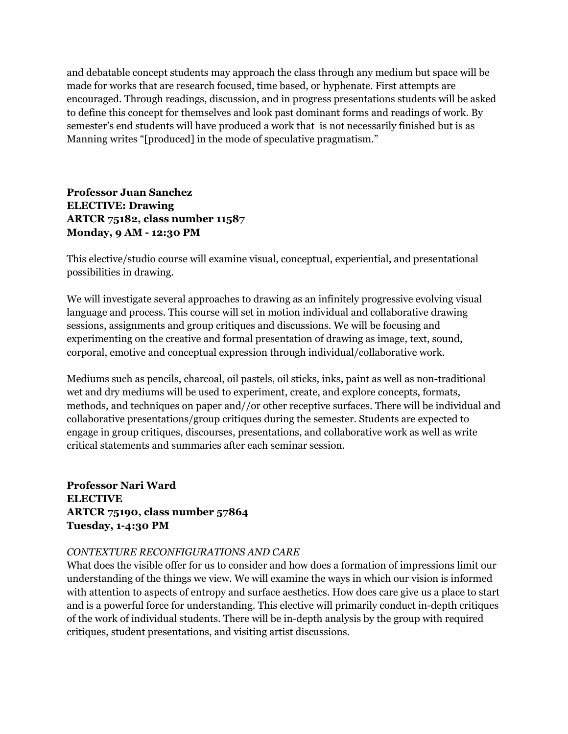and debatable concept students may approach the class through any medium but space will be made for works that are research focused, time based, or hyphenate. First attempts are encouraged. Through readings, discussion, and in progress presentations students will be asked to define this concept for themselves and look past dominant forms and readings of work. By semester's end students will have produced a work that is not necessarily finished but is as Manning writes "[produced] in the mode of speculative pragmatism."

**Professor Juan Sanchez**
**ELECTIVE: Drawing**
**ARTCR 75182, class number 11587**
**Monday, 9 AM - 12:30 PM**

This elective/studio course will examine visual, conceptual, experiential, and presentational possibilities in drawing.

We will investigate several approaches to drawing as an infinitely progressive evolving visual language and process. This course will set in motion individual and collaborative drawing sessions, assignments and group critiques and discussions. We will be focusing and experimenting on the creative and formal presentation of drawing as image, text, sound, corporal, emotive and conceptual expression through individual/collaborative work.

Mediums such as pencils, charcoal, oil pastels, oil sticks, inks, paint as well as non-traditional wet and dry mediums will be used to experiment, create, and explore concepts, formats, methods, and techniques on paper and//or other receptive surfaces. There will be individual and collaborative presentations/group critiques during the semester. Students are expected to engage in group critiques, discourses, presentations, and collaborative work as well as write critical statements and summaries after each seminar session.

**Professor Nari Ward**
**ELECTIVE**
**ARTCR 75190, class number 57864**
**Tuesday, 1-4:30 PM**

*CONTEXTURE RECONFIGURATIONS AND CARE*

What does the visible offer for us to consider and how does a formation of impressions limit our understanding of the things we view. We will examine the ways in which our vision is informed with attention to aspects of entropy and surface aesthetics. How does care give us a place to start and is a powerful force for understanding. This elective will primarily conduct in-depth critiques of the work of individual students. There will be in-depth analysis by the group with required critiques, student presentations, and visiting artist discussions.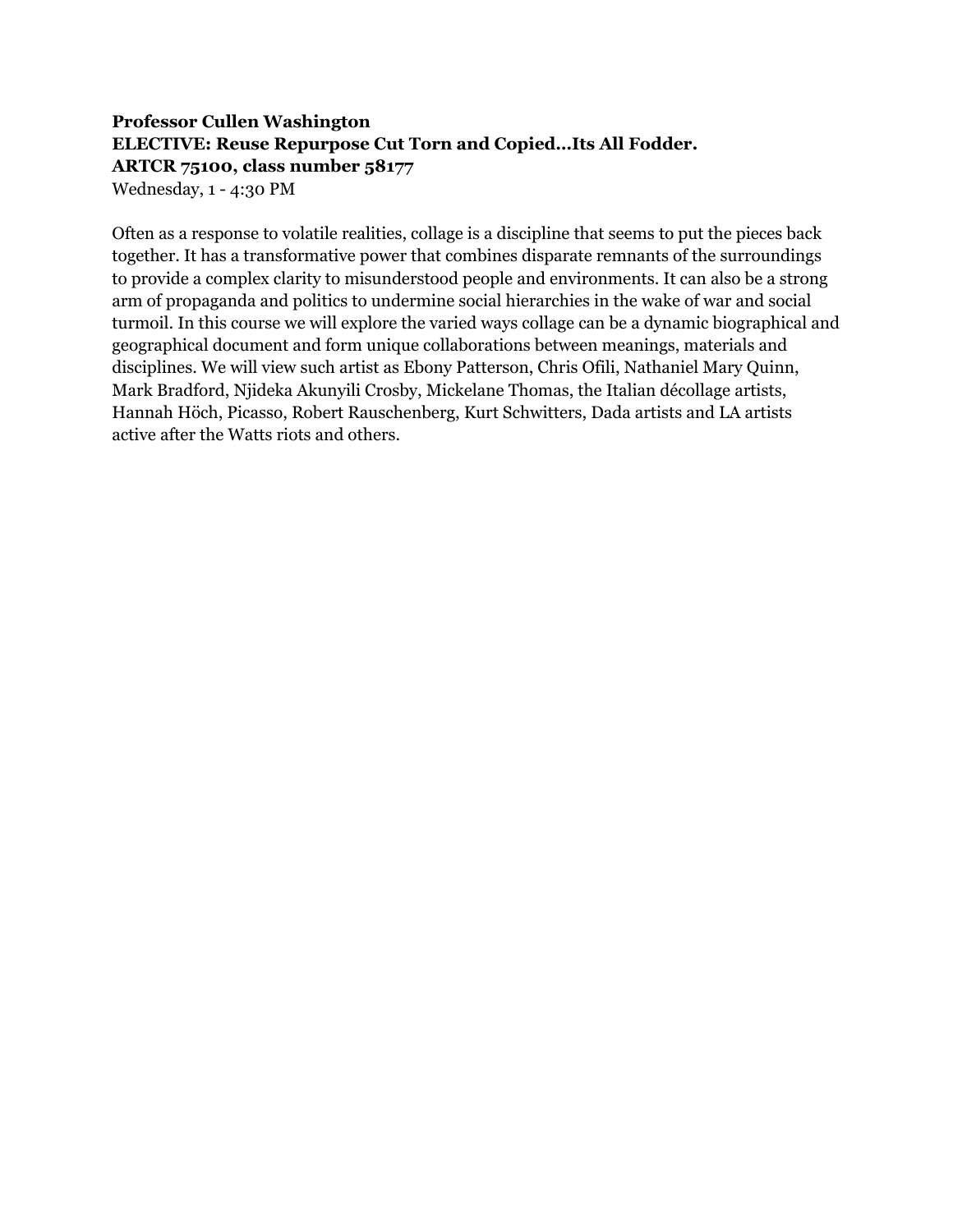**Professor Cullen Washington**
**ELECTIVE: Reuse Repurpose Cut Torn and Copied…Its All Fodder.**
**ARTCR 75100, class number 58177**
Wednesday, 1 - 4:30 PM

Often as a response to volatile realities, collage is a discipline that seems to put the pieces back together. It has a transformative power that combines disparate remnants of the surroundings to provide a complex clarity to misunderstood people and environments. It can also be a strong arm of propaganda and politics to undermine social hierarchies in the wake of war and social turmoil. In this course we will explore the varied ways collage can be a dynamic biographical and geographical document and form unique collaborations between meanings, materials and disciplines. We will view such artist as Ebony Patterson, Chris Ofili, Nathaniel Mary Quinn, Mark Bradford, Njideka Akunyili Crosby, Mickelane Thomas, the Italian décollage artists, Hannah Höch, Picasso, Robert Rauschenberg, Kurt Schwitters, Dada artists and LA artists active after the Watts riots and others.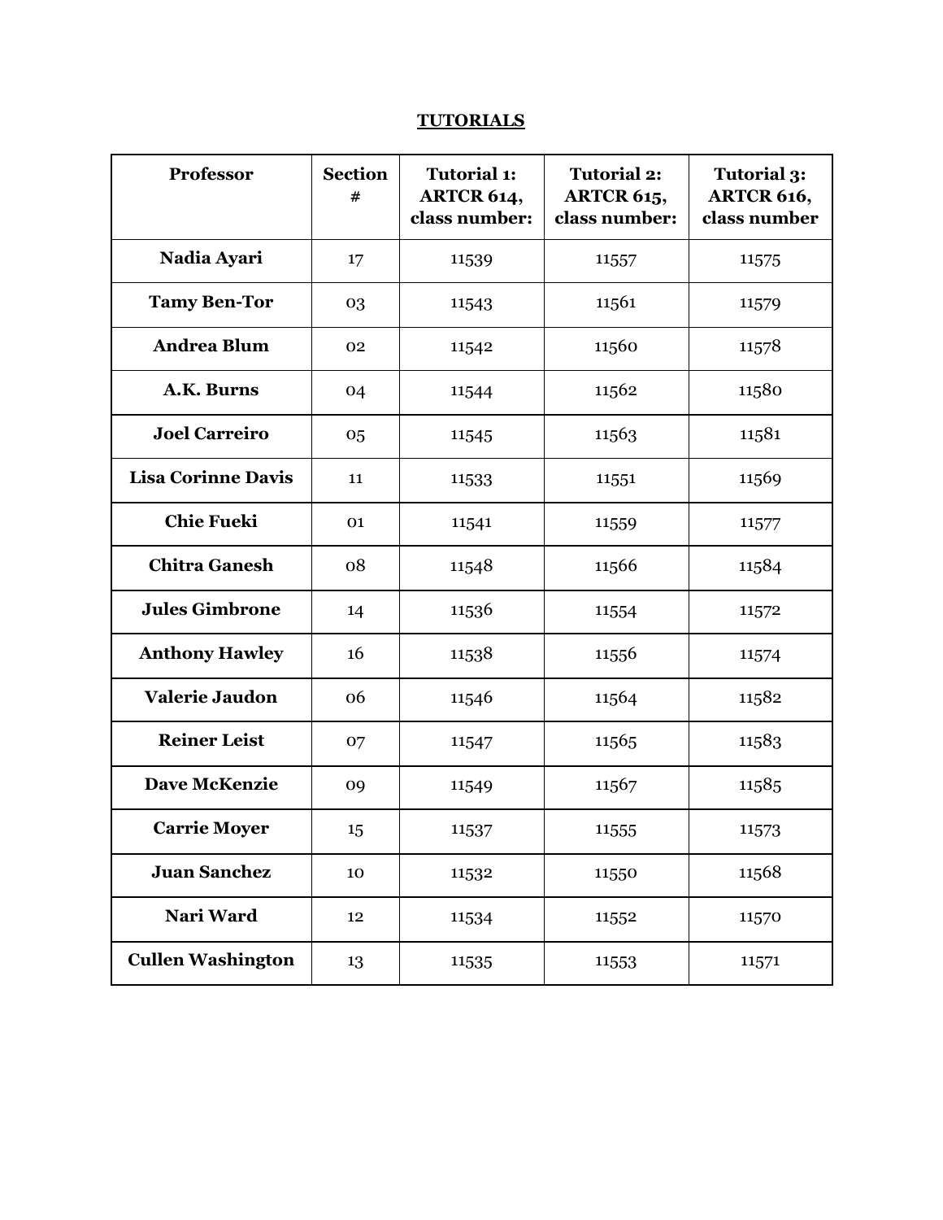**TUTORIALS**

| Professor | Section # | Tutorial 1: ARTCR 614, class number: | Tutorial 2: ARTCR 615, class number: | Tutorial 3: ARTCR 616, class number |
|---|---|---|---|---|
| **Nadia Ayari** | 17 | 11539 | 11557 | 11575 |
| **Tamy Ben-Tor** | 03 | 11543 | 11561 | 11579 |
| **Andrea Blum** | 02 | 11542 | 11560 | 11578 |
| **A.K. Burns** | 04 | 11544 | 11562 | 11580 |
| **Joel Carreiro** | 05 | 11545 | 11563 | 11581 |
| **Lisa Corinne Davis** | 11 | 11533 | 11551 | 11569 |
| **Chie Fueki** | 01 | 11541 | 11559 | 11577 |
| **Chitra Ganesh** | 08 | 11548 | 11566 | 11584 |
| **Jules Gimbrone** | 14 | 11536 | 11554 | 11572 |
| **Anthony Hawley** | 16 | 11538 | 11556 | 11574 |
| **Valerie Jaudon** | 06 | 11546 | 11564 | 11582 |
| **Reiner Leist** | 07 | 11547 | 11565 | 11583 |
| **Dave McKenzie** | 09 | 11549 | 11567 | 11585 |
| **Carrie Moyer** | 15 | 11537 | 11555 | 11573 |
| **Juan Sanchez** | 10 | 11532 | 11550 | 11568 |
| **Nari Ward** | 12 | 11534 | 11552 | 11570 |
| **Cullen Washington** | 13 | 11535 | 11553 | 11571 |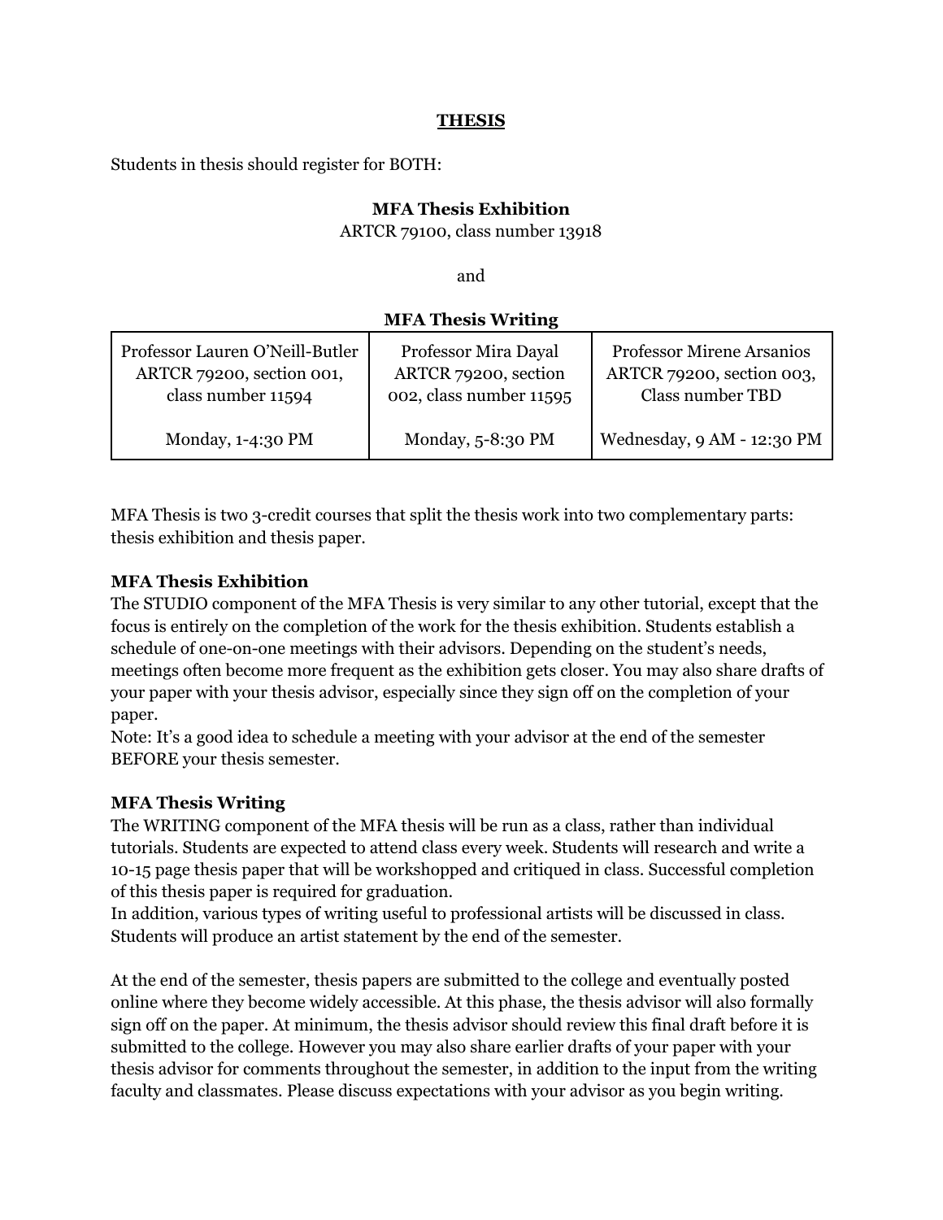# THESIS

Students in thesis should register for BOTH:

**MFA Thesis Exhibition**
ARTCR 79100, class number 13918

and

**MFA Thesis Writing**

| Professor Lauren O'Neill-Butler<br>ARTCR 79200, section 001,<br>class number 11594<br><br>Monday, 1-4:30 PM | Professor Mira Dayal<br>ARTCR 79200, section<br>002, class number 11595<br><br>Monday, 5-8:30 PM | Professor Mirene Arsanios<br>ARTCR 79200, section 003,<br>Class number TBD<br><br>Wednesday, 9 AM - 12:30 PM |
|---|---|---|

MFA Thesis is two 3-credit courses that split the thesis work into two complementary parts: thesis exhibition and thesis paper.

**MFA Thesis Exhibition**
The STUDIO component of the MFA Thesis is very similar to any other tutorial, except that the focus is entirely on the completion of the work for the thesis exhibition. Students establish a schedule of one-on-one meetings with their advisors. Depending on the student's needs, meetings often become more frequent as the exhibition gets closer. You may also share drafts of your paper with your thesis advisor, especially since they sign off on the completion of your paper.
Note: It's a good idea to schedule a meeting with your advisor at the end of the semester BEFORE your thesis semester.

**MFA Thesis Writing**
The WRITING component of the MFA thesis will be run as a class, rather than individual tutorials. Students are expected to attend class every week. Students will research and write a 10-15 page thesis paper that will be workshopped and critiqued in class. Successful completion of this thesis paper is required for graduation.
In addition, various types of writing useful to professional artists will be discussed in class. Students will produce an artist statement by the end of the semester.

At the end of the semester, thesis papers are submitted to the college and eventually posted online where they become widely accessible. At this phase, the thesis advisor will also formally sign off on the paper. At minimum, the thesis advisor should review this final draft before it is submitted to the college. However you may also share earlier drafts of your paper with your thesis advisor for comments throughout the semester, in addition to the input from the writing faculty and classmates. Please discuss expectations with your advisor as you begin writing.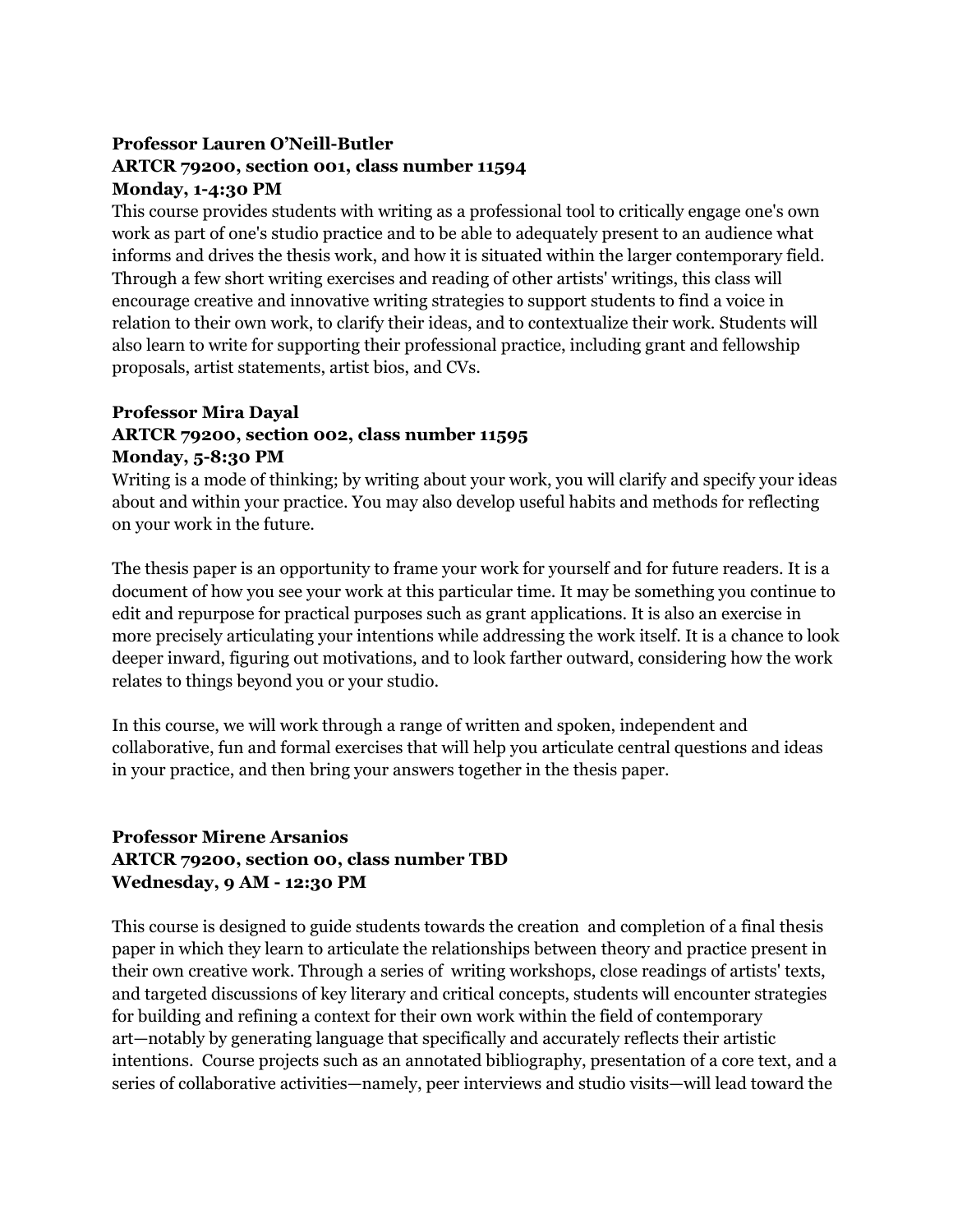**Professor Lauren O'Neill-Butler**
**ARTCR 79200, section 001, class number 11594**
**Monday, 1-4:30 PM**

This course provides students with writing as a professional tool to critically engage one's own work as part of one's studio practice and to be able to adequately present to an audience what informs and drives the thesis work, and how it is situated within the larger contemporary field. Through a few short writing exercises and reading of other artists' writings, this class will encourage creative and innovative writing strategies to support students to find a voice in relation to their own work, to clarify their ideas, and to contextualize their work. Students will also learn to write for supporting their professional practice, including grant and fellowship proposals, artist statements, artist bios, and CVs.

**Professor Mira Dayal**
**ARTCR 79200, section 002, class number 11595**
**Monday, 5-8:30 PM**

Writing is a mode of thinking; by writing about your work, you will clarify and specify your ideas about and within your practice. You may also develop useful habits and methods for reflecting on your work in the future.

The thesis paper is an opportunity to frame your work for yourself and for future readers. It is a document of how you see your work at this particular time. It may be something you continue to edit and repurpose for practical purposes such as grant applications. It is also an exercise in more precisely articulating your intentions while addressing the work itself. It is a chance to look deeper inward, figuring out motivations, and to look farther outward, considering how the work relates to things beyond you or your studio.

In this course, we will work through a range of written and spoken, independent and collaborative, fun and formal exercises that will help you articulate central questions and ideas in your practice, and then bring your answers together in the thesis paper.

**Professor Mirene Arsanios**
**ARTCR 79200, section 00, class number TBD**
**Wednesday, 9 AM - 12:30 PM**

This course is designed to guide students towards the creation and completion of a final thesis paper in which they learn to articulate the relationships between theory and practice present in their own creative work. Through a series of writing workshops, close readings of artists' texts, and targeted discussions of key literary and critical concepts, students will encounter strategies for building and refining a context for their own work within the field of contemporary art—notably by generating language that specifically and accurately reflects their artistic intentions. Course projects such as an annotated bibliography, presentation of a core text, and a series of collaborative activities—namely, peer interviews and studio visits—will lead toward the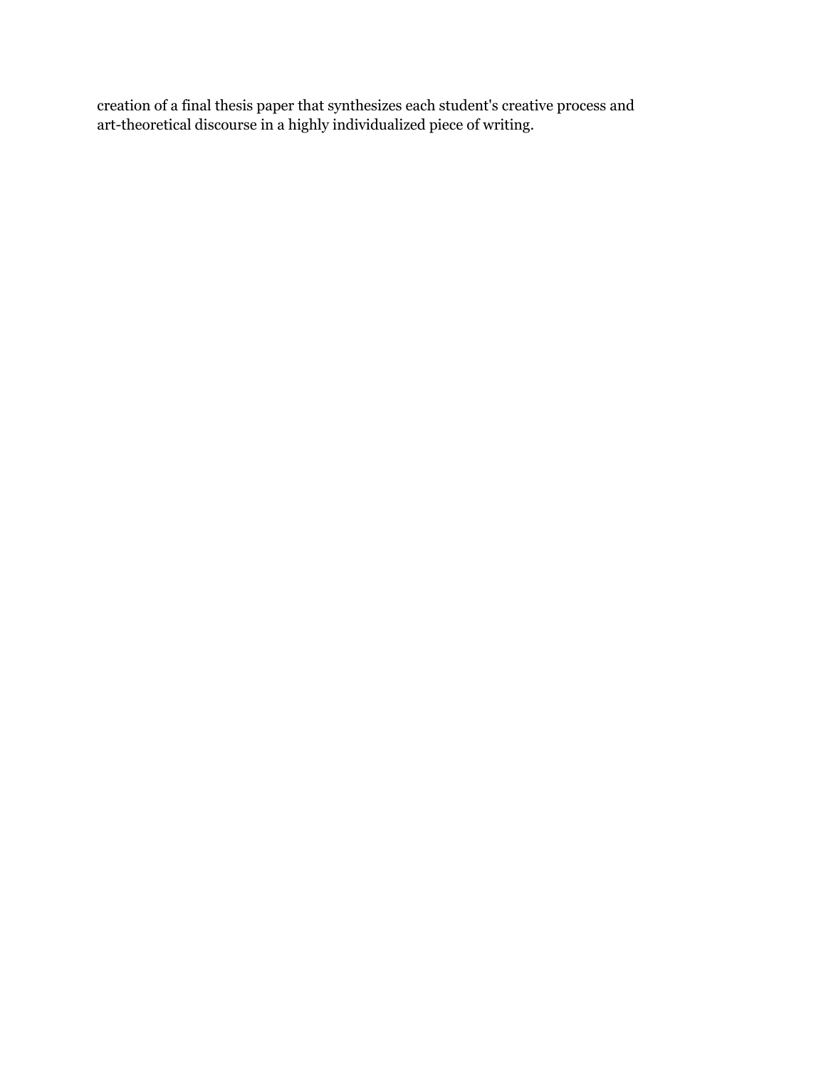creation of a final thesis paper that synthesizes each student's creative process and art-theoretical discourse in a highly individualized piece of writing.